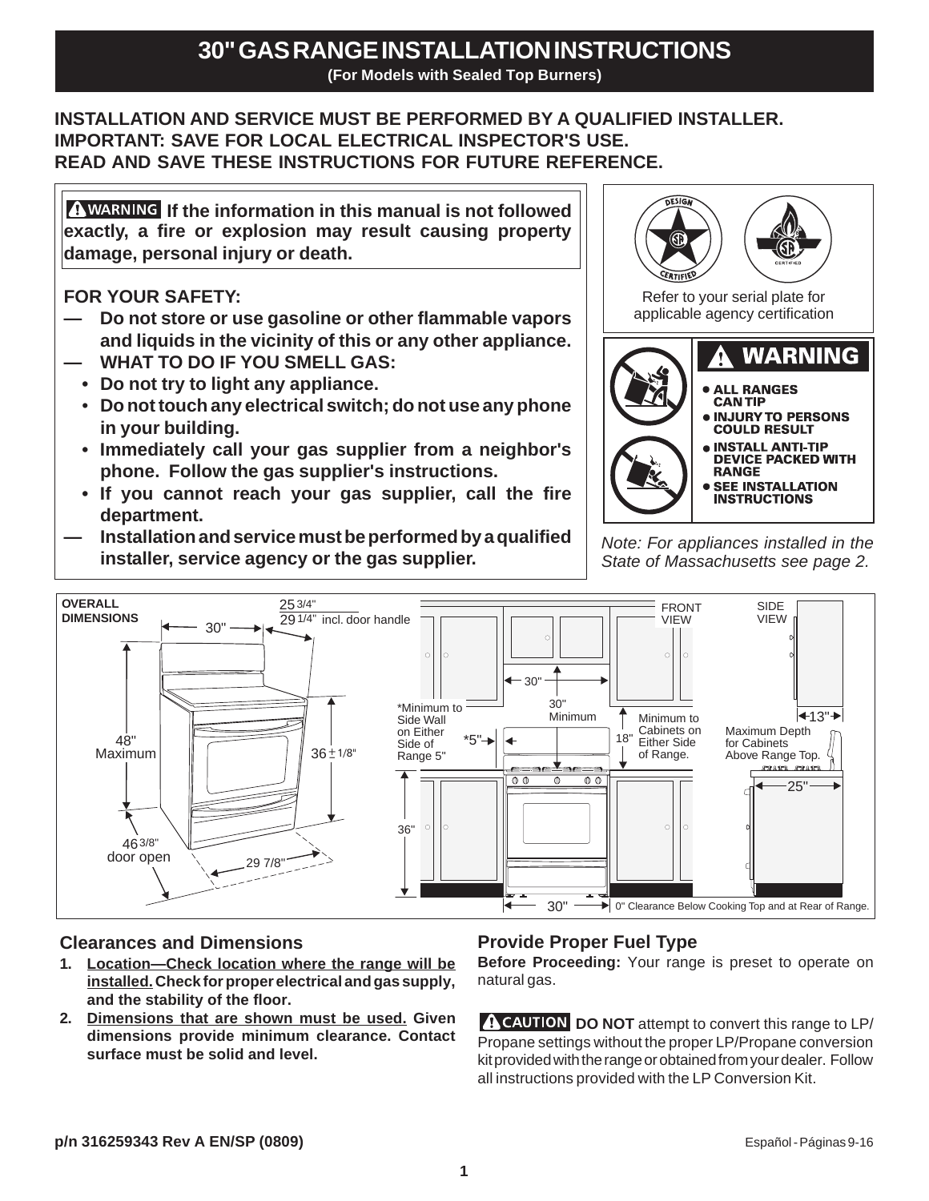# 30" GAS RANGE INSTALLATION INSTRUCTIONS

**(For Models with Sealed Top Burners)**

**INSTALLATION AND SERVICE MUST BE PERFORMED BY A QUALIFIED INSTALLER.**
**IMPORTANT: SAVE FOR LOCAL ELECTRICAL INSPECTOR'S USE.**
**READ AND SAVE THESE INSTRUCTIONS FOR FUTURE REFERENCE.**

**⚠ WARNING If the information in this manual is not followed exactly, a fire or explosion may result causing property damage, personal injury or death.**

**FOR YOUR SAFETY:**

- **Do not store or use gasoline or other flammable vapors and liquids in the vicinity of this or any other appliance.**
- **WHAT TO DO IF YOU SMELL GAS:**
  - **Do not try to light any appliance.**
  - **Do not touch any electrical switch; do not use any phone in your building.**
  - **Immediately call your gas supplier from a neighbor's phone. Follow the gas supplier's instructions.**
  - **If you cannot reach your gas supplier, call the fire department.**
- **Installation and service must be performed by a qualified installer, service agency or the gas supplier.**

Refer to your serial plate for applicable agency certification

**⚠ WARNING**

- **ALL RANGES CAN TIP**
- **INJURY TO PERSONS COULD RESULT**
- **INSTALL ANTI-TIP DEVICE PACKED WITH RANGE**
- **SEE INSTALLATION INSTRUCTIONS**

*Note: For appliances installed in the State of Massachusetts see page 2.*

**OVERALL DIMENSIONS**

30" — 25 3/4" / 29 1/4" incl. door handle — 48" Maximum — 36 ± 1/8" — 46 3/8" door open — 29 7/8"

FRONT VIEW — SIDE VIEW

30" — 30" Minimum — *Minimum to Side Wall on Either Side of Range 5" — *5" — 18" Minimum to Cabinets on Either Side of Range. — 13" Maximum Depth for Cabinets Above Range Top. — 25" — 36" — 30" — 0" Clearance Below Cooking Top and at Rear of Range.

## Clearances and Dimensions

1. **Location—Check location where the range will be installed. Check for proper electrical and gas supply, and the stability of the floor.**
2. **Dimensions that are shown must be used. Given dimensions provide minimum clearance. Contact surface must be solid and level.**

## Provide Proper Fuel Type

**Before Proceeding:** Your range is preset to operate on natural gas.

**⚠ CAUTION DO NOT** attempt to convert this range to LP/Propane settings without the proper LP/Propane conversion kit provided with the range or obtained from your dealer. Follow all instructions provided with the LP Conversion Kit.

**p/n 316259343 Rev A EN/SP (0809)**

Español - Páginas 9-16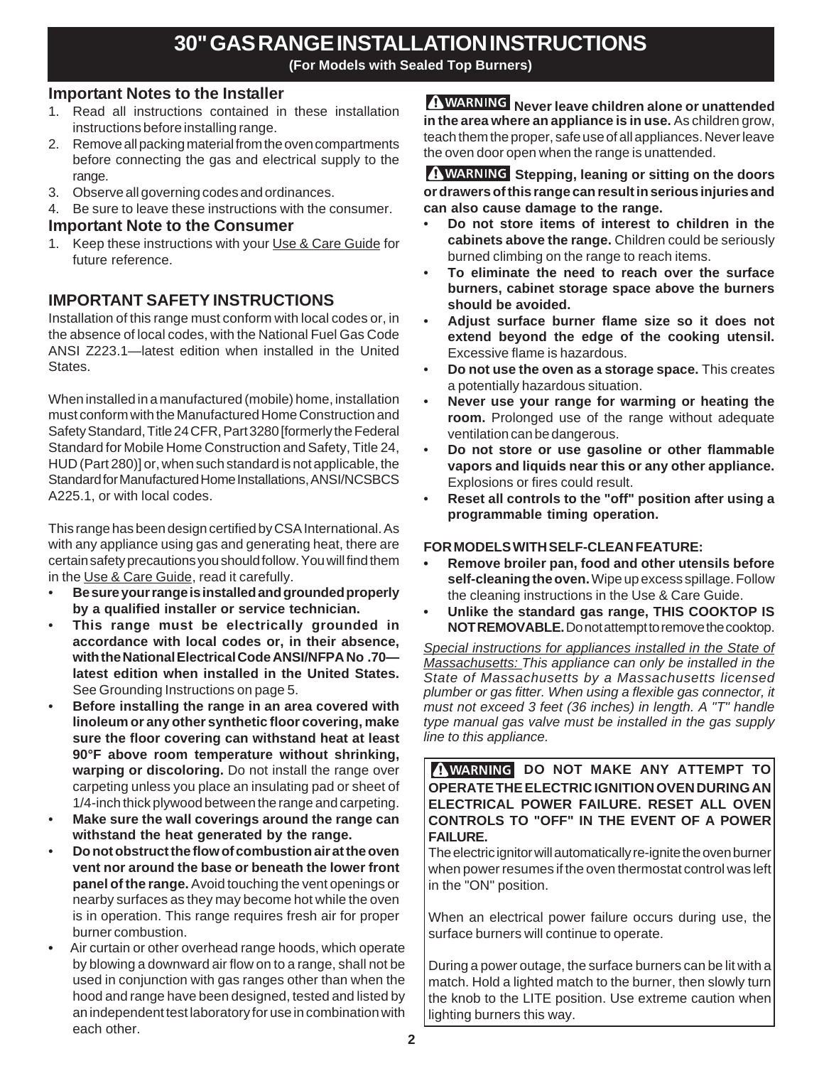# 30" GAS RANGE INSTALLATION INSTRUCTIONS

**(For Models with Sealed Top Burners)**

### Important Notes to the Installer

1. Read all instructions contained in these installation instructions before installing range.
2. Remove all packing material from the oven compartments before connecting the gas and electrical supply to the range.
3. Observe all governing codes and ordinances.
4. Be sure to leave these instructions with the consumer.

### Important Note to the Consumer

1. Keep these instructions with your Use & Care Guide for future reference.

## IMPORTANT SAFETY INSTRUCTIONS

Installation of this range must conform with local codes or, in the absence of local codes, with the National Fuel Gas Code ANSI Z223.1—latest edition when installed in the United States.

When installed in a manufactured (mobile) home, installation must conform with the Manufactured Home Construction and Safety Standard, Title 24 CFR, Part 3280 [formerly the Federal Standard for Mobile Home Construction and Safety, Title 24, HUD (Part 280)] or, when such standard is not applicable, the Standard for Manufactured Home Installations, ANSI/NCSBCS A225.1, or with local codes.

This range has been design certified by CSA International. As with any appliance using gas and generating heat, there are certain safety precautions you should follow. You will find them in the Use & Care Guide, read it carefully.

- **Be sure your range is installed and grounded properly by a qualified installer or service technician.**
- **This range must be electrically grounded in accordance with local codes or, in their absence, with the National Electrical Code ANSI/NFPA No .70—latest edition when installed in the United States.** See Grounding Instructions on page 5.
- **Before installing the range in an area covered with linoleum or any other synthetic floor covering, make sure the floor covering can withstand heat at least 90°F above room temperature without shrinking, warping or discoloring.** Do not install the range over carpeting unless you place an insulating pad or sheet of 1/4-inch thick plywood between the range and carpeting.
- **Make sure the wall coverings around the range can withstand the heat generated by the range.**
- **Do not obstruct the flow of combustion air at the oven vent nor around the base or beneath the lower front panel of the range.** Avoid touching the vent openings or nearby surfaces as they may become hot while the oven is in operation. This range requires fresh air for proper burner combustion.
- Air curtain or other overhead range hoods, which operate by blowing a downward air flow on to a range, shall not be used in conjunction with gas ranges other than when the hood and range have been designed, tested and listed by an independent test laboratory for use in combination with each other.

**⚠WARNING Never leave children alone or unattended in the area where an appliance is in use.** As children grow, teach them the proper, safe use of all appliances. Never leave the oven door open when the range is unattended.

**⚠WARNING Stepping, leaning or sitting on the doors or drawers of this range can result in serious injuries and can also cause damage to the range.**

- **Do not store items of interest to children in the cabinets above the range.** Children could be seriously burned climbing on the range to reach items.
- **To eliminate the need to reach over the surface burners, cabinet storage space above the burners should be avoided.**
- **Adjust surface burner flame size so it does not extend beyond the edge of the cooking utensil.** Excessive flame is hazardous.
- **Do not use the oven as a storage space.** This creates a potentially hazardous situation.
- **Never use your range for warming or heating the room.** Prolonged use of the range without adequate ventilation can be dangerous.
- **Do not store or use gasoline or other flammable vapors and liquids near this or any other appliance.** Explosions or fires could result.
- **Reset all controls to the "off" position after using a programmable timing operation.**

**FOR MODELS WITH SELF-CLEAN FEATURE:**

- **Remove broiler pan, food and other utensils before self-cleaning the oven.** Wipe up excess spillage. Follow the cleaning instructions in the Use & Care Guide.
- **Unlike the standard gas range, THIS COOKTOP IS NOT REMOVABLE.** Do not attempt to remove the cooktop.

*Special instructions for appliances installed in the State of Massachusetts: This appliance can only be installed in the State of Massachusetts by a Massachusetts licensed plumber or gas fitter. When using a flexible gas connector, it must not exceed 3 feet (36 inches) in length. A "T" handle type manual gas valve must be installed in the gas supply line to this appliance.*

**⚠WARNING DO NOT MAKE ANY ATTEMPT TO OPERATE THE ELECTRIC IGNITION OVEN DURING AN ELECTRICAL POWER FAILURE. RESET ALL OVEN CONTROLS TO "OFF" IN THE EVENT OF A POWER FAILURE.**

The electric ignitor will automatically re-ignite the oven burner when power resumes if the oven thermostat control was left in the "ON" position.

When an electrical power failure occurs during use, the surface burners will continue to operate.

During a power outage, the surface burners can be lit with a match. Hold a lighted match to the burner, then slowly turn the knob to the LITE position. Use extreme caution when lighting burners this way.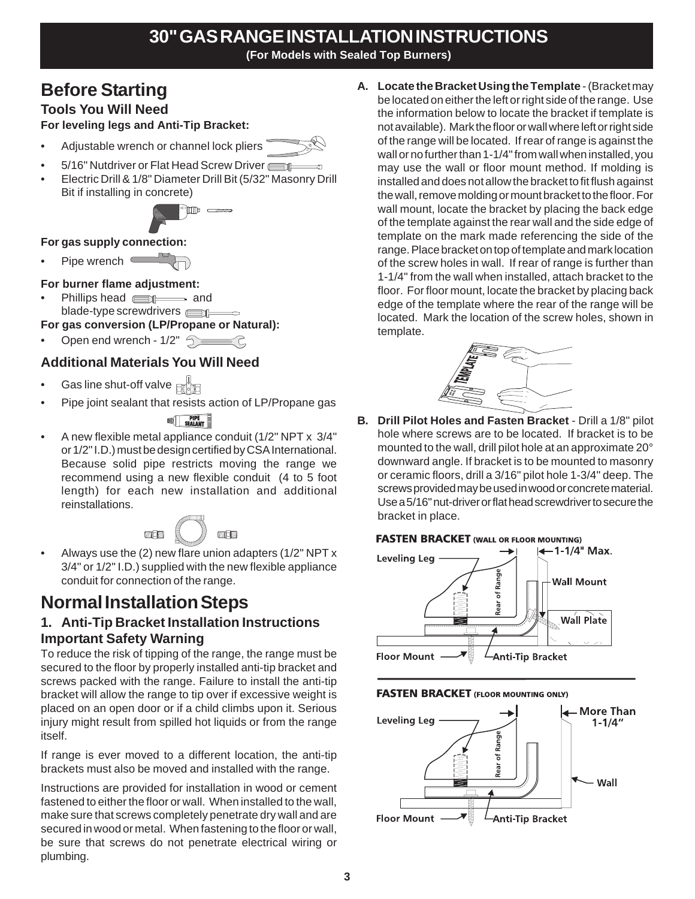# 30" GAS RANGE INSTALLATION INSTRUCTIONS

**(For Models with Sealed Top Burners)**

## Before Starting

### Tools You Will Need

**For leveling legs and Anti-Tip Bracket:**

- Adjustable wrench or channel lock pliers
- 5/16" Nutdriver or Flat Head Screw Driver
- Electric Drill & 1/8" Diameter Drill Bit (5/32" Masonry Drill Bit if installing in concrete)

**For gas supply connection:**

- Pipe wrench

**For burner flame adjustment:**

- Phillips head and blade-type screwdrivers

**For gas conversion (LP/Propane or Natural):**

- Open end wrench - 1/2"

### Additional Materials You Will Need

- Gas line shut-off valve
- Pipe joint sealant that resists action of LP/Propane gas
- A new flexible metal appliance conduit (1/2" NPT x 3/4" or 1/2" I.D.) must be design certified by CSA International. Because solid pipe restricts moving the range we recommend using a new flexible conduit (4 to 5 foot length) for each new installation and additional reinstallations.
- Always use the (2) new flare union adapters (1/2" NPT x 3/4" or 1/2" I.D.) supplied with the new flexible appliance conduit for connection of the range.

## Normal Installation Steps

### 1. Anti-Tip Bracket Installation Instructions

### Important Safety Warning

To reduce the risk of tipping of the range, the range must be secured to the floor by properly installed anti-tip bracket and screws packed with the range. Failure to install the anti-tip bracket will allow the range to tip over if excessive weight is placed on an open door or if a child climbs upon it. Serious injury might result from spilled hot liquids or from the range itself.

If range is ever moved to a different location, the anti-tip brackets must also be moved and installed with the range.

Instructions are provided for installation in wood or cement fastened to either the floor or wall. When installed to the wall, make sure that screws completely penetrate dry wall and are secured in wood or metal. When fastening to the floor or wall, be sure that screws do not penetrate electrical wiring or plumbing.

**A. Locate the Bracket Using the Template** - (Bracket may be located on either the left or right side of the range. Use the information below to locate the bracket if template is not available). Mark the floor or wall where left or right side of the range will be located. If rear of range is against the wall or no further than 1-1/4" from wall when installed, you may use the wall or floor mount method. If molding is installed and does not allow the bracket to fit flush against the wall, remove molding or mount bracket to the floor. For wall mount, locate the bracket by placing the back edge of the template against the rear wall and the side edge of template on the mark made referencing the side of the range. Place bracket on top of template and mark location of the screw holes in wall. If rear of range is further than 1-1/4" from the wall when installed, attach bracket to the floor. For floor mount, locate the bracket by placing back edge of the template where the rear of the range will be located. Mark the location of the screw holes, shown in template.

**B. Drill Pilot Holes and Fasten Bracket** - Drill a 1/8" pilot hole where screws are to be located. If bracket is to be mounted to the wall, drill pilot hole at an approximate 20° downward angle. If bracket is to be mounted to masonry or ceramic floors, drill a 3/16" pilot hole 1-3/4" deep. The screws provided may be used in wood or concrete material. Use a 5/16" nut-driver or flat head screwdriver to secure the bracket in place.

**FASTEN BRACKET (WALL OR FLOOR MOUNTING)**

Leveling Leg — 1-1/4" Max. — Rear of Range — Wall Mount — Wall Plate — Floor Mount — Anti-Tip Bracket

**FASTEN BRACKET (FLOOR MOUNTING ONLY)**

Leveling Leg — More Than 1-1/4" — Rear of Range — Wall — Floor Mount — Anti-Tip Bracket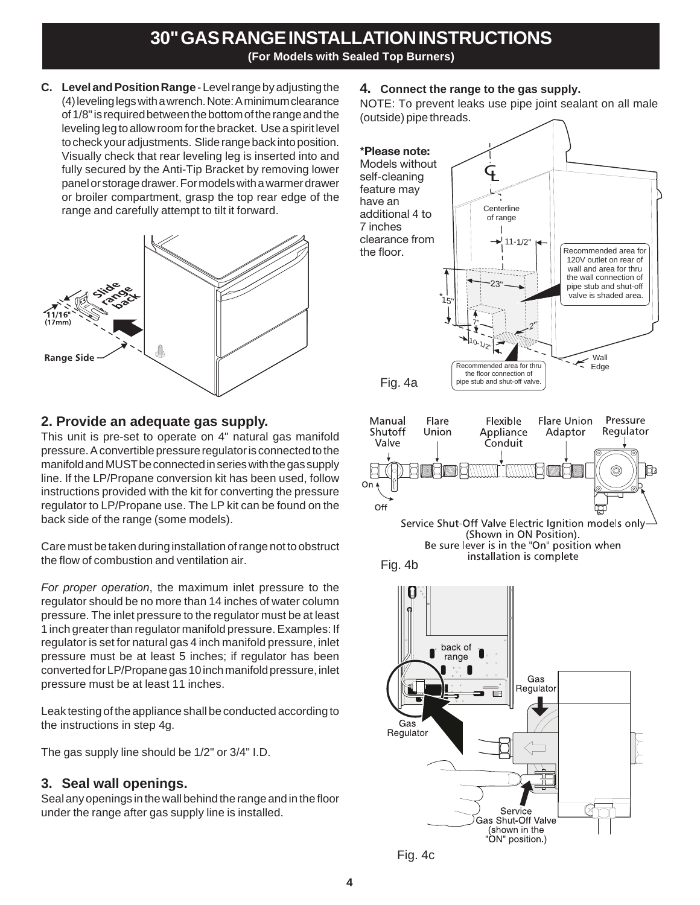# 30" GAS RANGE INSTALLATION INSTRUCTIONS

**(For Models with Sealed Top Burners)**

**C. Level and Position Range** - Level range by adjusting the (4) leveling legs with a wrench. Note: A minimum clearance of 1/8" is required between the bottom of the range and the leveling leg to allow room for the bracket. Use a spirit level to check your adjustments. Slide range back into position. Visually check that rear leveling leg is inserted into and fully secured by the Anti-Tip Bracket by removing lower panel or storage drawer. For models with a warmer drawer or broiler compartment, grasp the top rear edge of the range and carefully attempt to tilt it forward.

Slide range back

11/16" (17mm)

Range Side

## 2. Provide an adequate gas supply.

This unit is pre-set to operate on 4" natural gas manifold pressure. A convertible pressure regulator is connected to the manifold and MUST be connected in series with the gas supply line. If the LP/Propane conversion kit has been used, follow instructions provided with the kit for converting the pressure regulator to LP/Propane use. The LP kit can be found on the back side of the range (some models).

Care must be taken during installation of range not to obstruct the flow of combustion and ventilation air.

*For proper operation*, the maximum inlet pressure to the regulator should be no more than 14 inches of water column pressure. The inlet pressure to the regulator must be at least 1 inch greater than regulator manifold pressure. Examples: If regulator is set for natural gas 4 inch manifold pressure, inlet pressure must be at least 5 inches; if regulator has been converted for LP/Propane gas 10 inch manifold pressure, inlet pressure must be at least 11 inches.

Leak testing of the appliance shall be conducted according to the instructions in step 4g.

The gas supply line should be 1/2" or 3/4" I.D.

## 3. Seal wall openings.

Seal any openings in the wall behind the range and in the floor under the range after gas supply line is installed.

## 4. Connect the range to the gas supply.

NOTE: To prevent leaks use pipe joint sealant on all male (outside) pipe threads.

**\*Please note:** Models without self-cleaning feature may have an additional 4 to 7 inches clearance from the floor.

Centerline of range

11-1/2"

Recommended area for 120V outlet on rear of wall and area for thru the wall connection of pipe stub and shut-off valve is shaded area.

23"

*15"

7"

2"

10-1/2"

Wall Edge

Recommended area for thru the floor connection of pipe stub and shut-off valve.

Fig. 4a

Manual Shutoff Valve | Flare Union | Flexible Appliance Conduit | Flare Union Adaptor | Pressure Regulator

On

Off

Service Shut-Off Valve Electric Ignition models only (Shown in ON Position). Be sure lever is in the "On" position when installation is complete

Fig. 4b

back of range

Gas Regulator

Gas Regulator

Service Gas Shut-Off Valve (shown in the "ON" position.)

Fig. 4c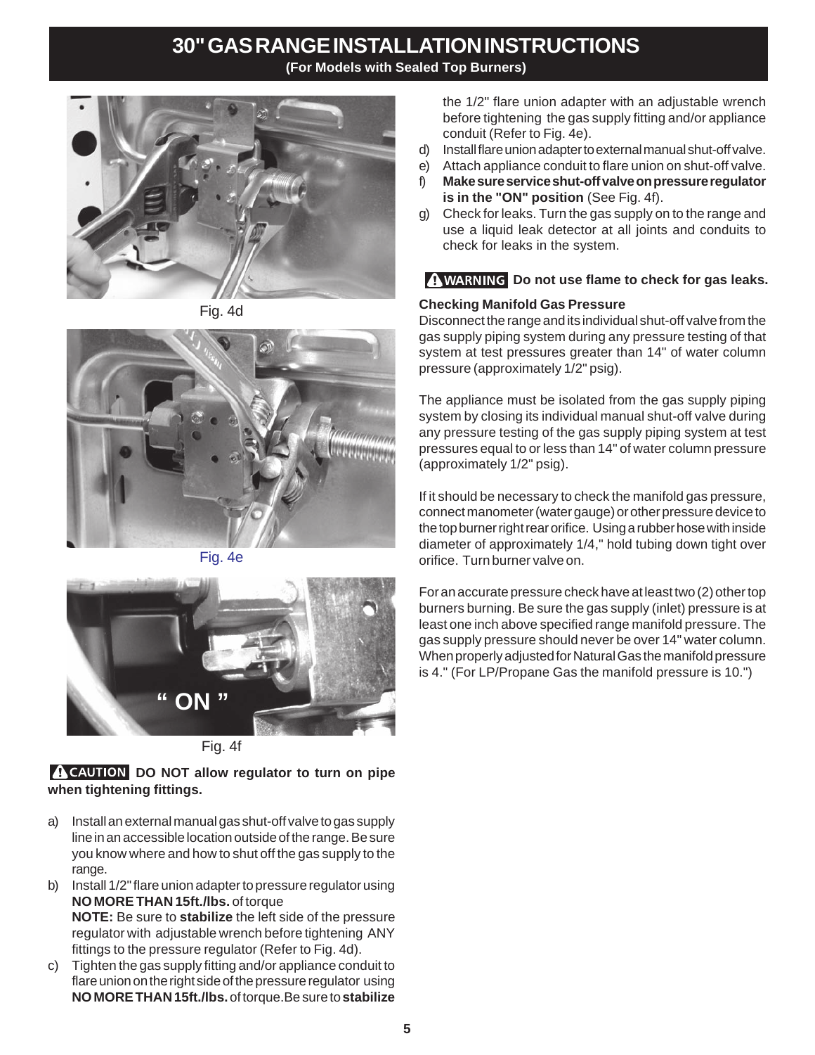# 30" GAS RANGE INSTALLATION INSTRUCTIONS

**(For Models with Sealed Top Burners)**

Fig. 4d

Fig. 4e

" ON "

Fig. 4f

**CAUTION DO NOT allow regulator to turn on pipe when tightening fittings.**

a) Install an external manual gas shut-off valve to gas supply line in an accessible location outside of the range. Be sure you know where and how to shut off the gas supply to the range.

b) Install 1/2" flare union adapter to pressure regulator using **NO MORE THAN 15ft./lbs.** of torque
**NOTE:** Be sure to **stabilize** the left side of the pressure regulator with adjustable wrench before tightening ANY fittings to the pressure regulator (Refer to Fig. 4d).

c) Tighten the gas supply fitting and/or appliance conduit to flare union on the right side of the pressure regulator using **NO MORE THAN 15ft./lbs.** of torque. Be sure to **stabilize** the 1/2" flare union adapter with an adjustable wrench before tightening the gas supply fitting and/or appliance conduit (Refer to Fig. 4e).

d) Install flare union adapter to external manual shut-off valve.

e) Attach appliance conduit to flare union on shut-off valve.

f) **Make sure service shut-off valve on pressure regulator is in the "ON" position** (See Fig. 4f).

g) Check for leaks. Turn the gas supply on to the range and use a liquid leak detector at all joints and conduits to check for leaks in the system.

**WARNING Do not use flame to check for gas leaks.**

### Checking Manifold Gas Pressure

Disconnect the range and its individual shut-off valve from the gas supply piping system during any pressure testing of that system at test pressures greater than 14" of water column pressure (approximately 1/2" psig).

The appliance must be isolated from the gas supply piping system by closing its individual manual shut-off valve during any pressure testing of the gas supply piping system at test pressures equal to or less than 14" of water column pressure (approximately 1/2" psig).

If it should be necessary to check the manifold gas pressure, connect manometer (water gauge) or other pressure device to the top burner right rear orifice. Using a rubber hose with inside diameter of approximately 1/4," hold tubing down tight over orifice. Turn burner valve on.

For an accurate pressure check have at least two (2) other top burners burning. Be sure the gas supply (inlet) pressure is at least one inch above specified range manifold pressure. The gas supply pressure should never be over 14" water column. When properly adjusted for Natural Gas the manifold pressure is 4." (For LP/Propane Gas the manifold pressure is 10.")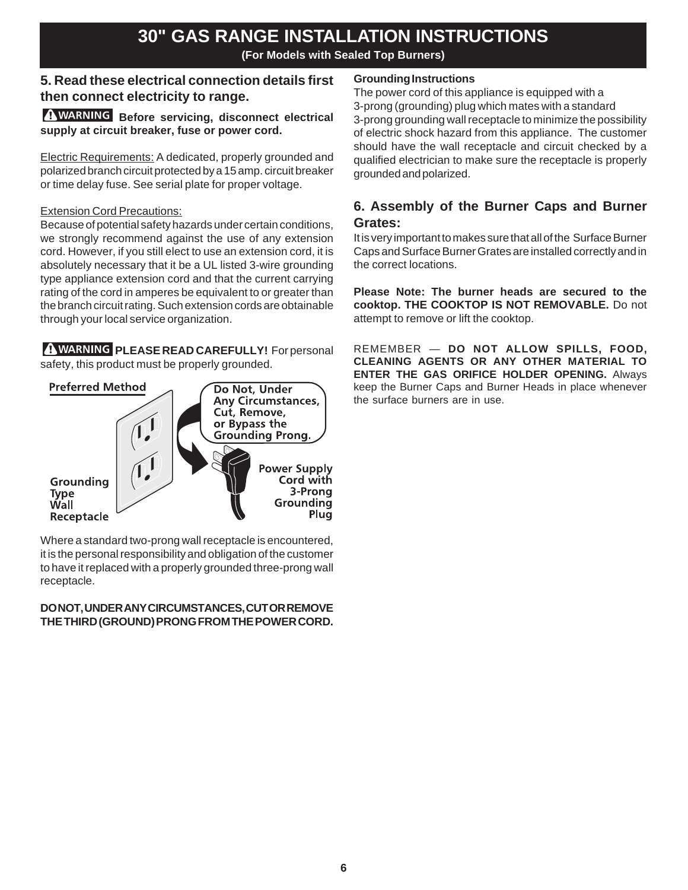# 30" GAS RANGE INSTALLATION INSTRUCTIONS

**(For Models with Sealed Top Burners)**

## 5. Read these electrical connection details first then connect electricity to range.

**⚠WARNING Before servicing, disconnect electrical supply at circuit breaker, fuse or power cord.**

Electric Requirements: A dedicated, properly grounded and polarized branch circuit protected by a 15 amp. circuit breaker or time delay fuse. See serial plate for proper voltage.

Extension Cord Precautions:
Because of potential safety hazards under certain conditions, we strongly recommend against the use of any extension cord. However, if you still elect to use an extension cord, it is absolutely necessary that it be a UL listed 3-wire grounding type appliance extension cord and that the current carrying rating of the cord in amperes be equivalent to or greater than the branch circuit rating. Such extension cords are obtainable through your local service organization.

**⚠WARNING PLEASE READ CAREFULLY!** For personal safety, this product must be properly grounded.

Preferred Method

Grounding Type Wall Receptacle

Do Not, Under Any Circumstances, Cut, Remove, or Bypass the Grounding Prong.

Power Supply Cord with 3-Prong Grounding Plug

Where a standard two-prong wall receptacle is encountered, it is the personal responsibility and obligation of the customer to have it replaced with a properly grounded three-prong wall receptacle.

**DO NOT, UNDER ANY CIRCUMSTANCES, CUT OR REMOVE THE THIRD (GROUND) PRONG FROM THE POWER CORD.**

**Grounding Instructions**

The power cord of this appliance is equipped with a 3-prong (grounding) plug which mates with a standard 3-prong grounding wall receptacle to minimize the possibility of electric shock hazard from this appliance. The customer should have the wall receptacle and circuit checked by a qualified electrician to make sure the receptacle is properly grounded and polarized.

## 6. Assembly of the Burner Caps and Burner Grates:

It is very important to makes sure that all of the Surface Burner Caps and Surface Burner Grates are installed correctly and in the correct locations.

**Please Note: The burner heads are secured to the cooktop. THE COOKTOP IS NOT REMOVABLE.** Do not attempt to remove or lift the cooktop.

REMEMBER — **DO NOT ALLOW SPILLS, FOOD, CLEANING AGENTS OR ANY OTHER MATERIAL TO ENTER THE GAS ORIFICE HOLDER OPENING.** Always keep the Burner Caps and Burner Heads in place whenever the surface burners are in use.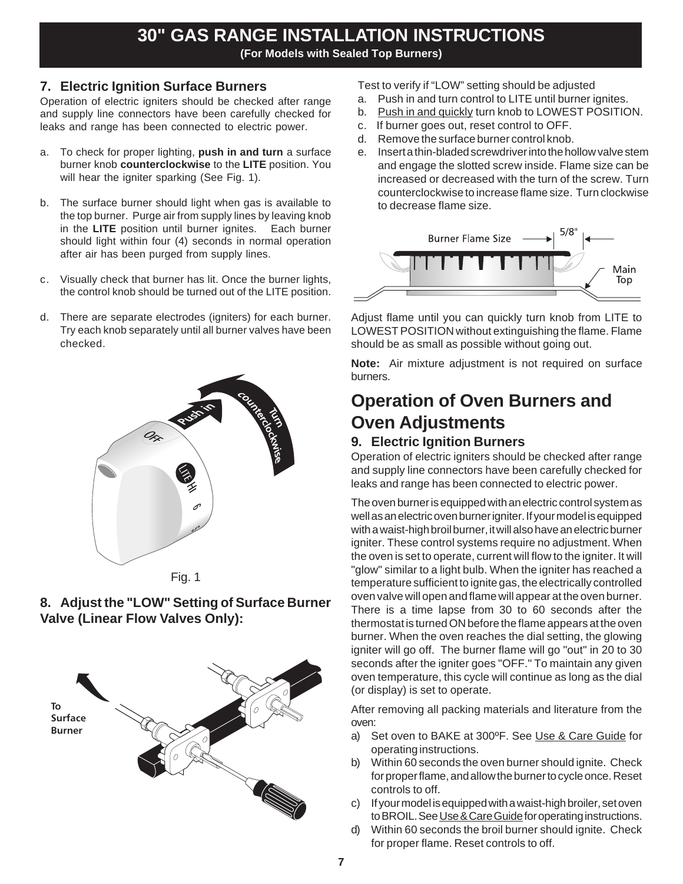# 30" GAS RANGE INSTALLATION INSTRUCTIONS

**(For Models with Sealed Top Burners)**

### 7. Electric Ignition Surface Burners

Operation of electric igniters should be checked after range and supply line connectors have been carefully checked for leaks and range has been connected to electric power.

a. To check for proper lighting, **push in and turn** a surface burner knob **counterclockwise** to the **LITE** position. You will hear the igniter sparking (See Fig. 1).

b. The surface burner should light when gas is available to the top burner. Purge air from supply lines by leaving knob in the **LITE** position until burner ignites. Each burner should light within four (4) seconds in normal operation after air has been purged from supply lines.

c. Visually check that burner has lit. Once the burner lights, the control knob should be turned out of the LITE position.

d. There are separate electrodes (igniters) for each burner. Try each knob separately until all burner valves have been checked.

Fig. 1

### 8. Adjust the "LOW" Setting of Surface Burner Valve (Linear Flow Valves Only):

Test to verify if "LOW" setting should be adjusted

a. Push in and turn control to LITE until burner ignites.
b. Push in and quickly turn knob to LOWEST POSITION.
c. If burner goes out, reset control to OFF.
d. Remove the surface burner control knob.
e. Insert a thin-bladed screwdriver into the hollow valve stem and engage the slotted screw inside. Flame size can be increased or decreased with the turn of the screw. Turn counterclockwise to increase flame size. Turn clockwise to decrease flame size.

Adjust flame until you can quickly turn knob from LITE to LOWEST POSITION without extinguishing the flame. Flame should be as small as possible without going out.

**Note:** Air mixture adjustment is not required on surface burners.

## Operation of Oven Burners and Oven Adjustments

### 9. Electric Ignition Burners

Operation of electric igniters should be checked after range and supply line connectors have been carefully checked for leaks and range has been connected to electric power.

The oven burner is equipped with an electric control system as well as an electric oven burner igniter. If your model is equipped with a waist-high broil burner, it will also have an electric burner igniter. These control systems require no adjustment. When the oven is set to operate, current will flow to the igniter. It will "glow" similar to a light bulb. When the igniter has reached a temperature sufficient to ignite gas, the electrically controlled oven valve will open and flame will appear at the oven burner. There is a time lapse from 30 to 60 seconds after the thermostat is turned ON before the flame appears at the oven burner. When the oven reaches the dial setting, the glowing igniter will go off. The burner flame will go "out" in 20 to 30 seconds after the igniter goes "OFF." To maintain any given oven temperature, this cycle will continue as long as the dial (or display) is set to operate.

After removing all packing materials and literature from the oven:

a) Set oven to BAKE at 300ºF. See Use & Care Guide for operating instructions.
b) Within 60 seconds the oven burner should ignite. Check for proper flame, and allow the burner to cycle once. Reset controls to off.
c) If your model is equipped with a waist-high broiler, set oven to BROIL. See Use & Care Guide for operating instructions.
d) Within 60 seconds the broil burner should ignite. Check for proper flame. Reset controls to off.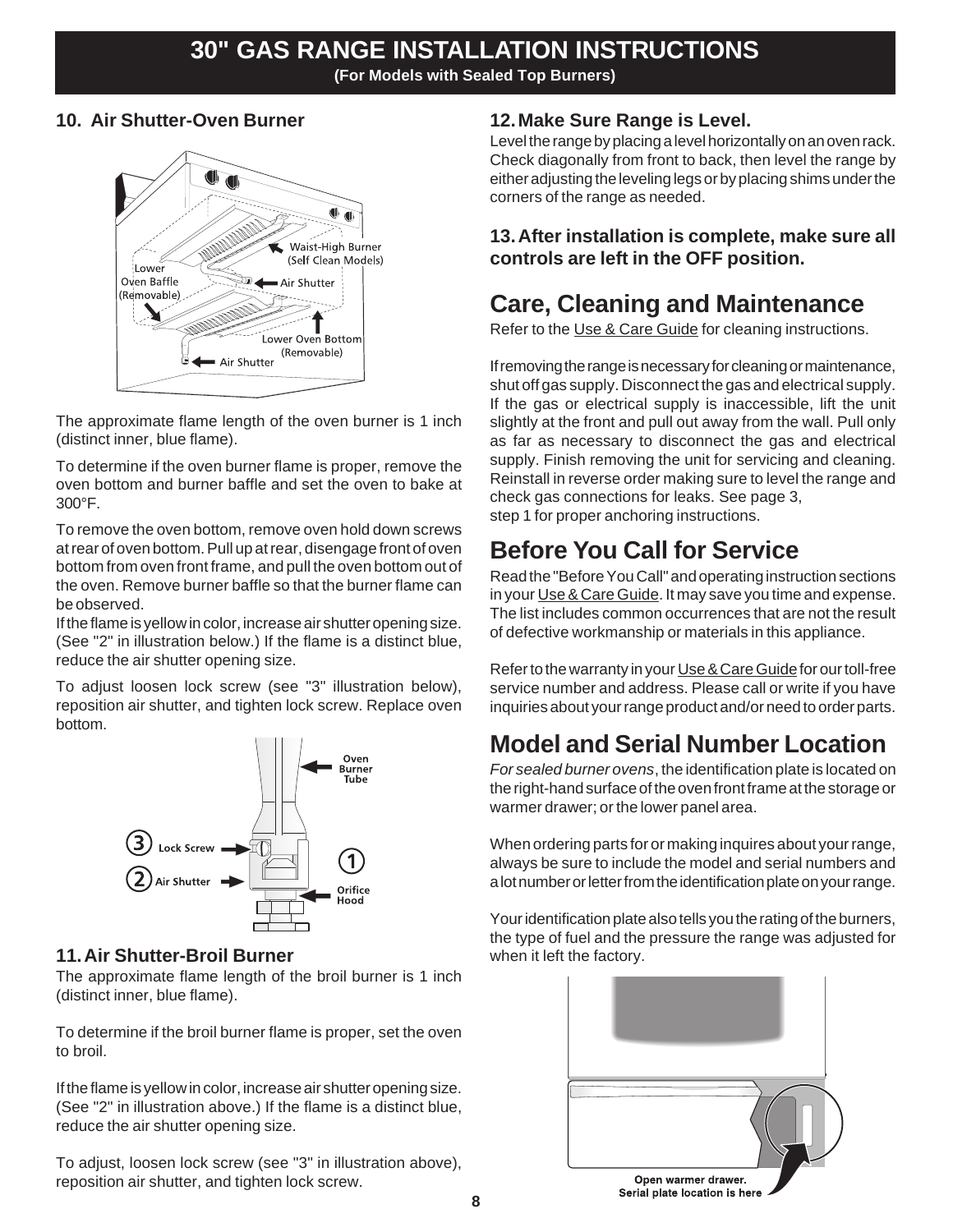# 30" GAS RANGE INSTALLATION INSTRUCTIONS

**(For Models with Sealed Top Burners)**

### 10. Air Shutter-Oven Burner

Waist-High Burner (Self Clean Models)

Lower Oven Baffle (Removable)

Air Shutter

Lower Oven Bottom (Removable)

Air Shutter

The approximate flame length of the oven burner is 1 inch (distinct inner, blue flame).

To determine if the oven burner flame is proper, remove the oven bottom and burner baffle and set the oven to bake at 300°F.

To remove the oven bottom, remove oven hold down screws at rear of oven bottom. Pull up at rear, disengage front of oven bottom from oven front frame, and pull the oven bottom out of the oven. Remove burner baffle so that the burner flame can be observed.

If the flame is yellow in color, increase air shutter opening size. (See "2" in illustration below.) If the flame is a distinct blue, reduce the air shutter opening size.

To adjust loosen lock screw (see "3" illustration below), reposition air shutter, and tighten lock screw. Replace oven bottom.

Oven Burner Tube

3 Lock Screw

2 Air Shutter

1 Orifice Hood

### 11. Air Shutter-Broil Burner

The approximate flame length of the broil burner is 1 inch (distinct inner, blue flame).

To determine if the broil burner flame is proper, set the oven to broil.

If the flame is yellow in color, increase air shutter opening size. (See "2" in illustration above.) If the flame is a distinct blue, reduce the air shutter opening size.

To adjust, loosen lock screw (see "3" in illustration above), reposition air shutter, and tighten lock screw.

### 12. Make Sure Range is Level.

Level the range by placing a level horizontally on an oven rack. Check diagonally from front to back, then level the range by either adjusting the leveling legs or by placing shims under the corners of the range as needed.

### 13. After installation is complete, make sure all controls are left in the OFF position.

## Care, Cleaning and Maintenance

Refer to the Use & Care Guide for cleaning instructions.

If removing the range is necessary for cleaning or maintenance, shut off gas supply. Disconnect the gas and electrical supply. If the gas or electrical supply is inaccessible, lift the unit slightly at the front and pull out away from the wall. Pull only as far as necessary to disconnect the gas and electrical supply. Finish removing the unit for servicing and cleaning. Reinstall in reverse order making sure to level the range and check gas connections for leaks. See page 3, step 1 for proper anchoring instructions.

## Before You Call for Service

Read the "Before You Call" and operating instruction sections in your Use & Care Guide. It may save you time and expense. The list includes common occurrences that are not the result of defective workmanship or materials in this appliance.

Refer to the warranty in your Use & Care Guide for our toll-free service number and address. Please call or write if you have inquiries about your range product and/or need to order parts.

## Model and Serial Number Location

*For sealed burner ovens*, the identification plate is located on the right-hand surface of the oven front frame at the storage or warmer drawer; or the lower panel area.

When ordering parts for or making inquires about your range, always be sure to include the model and serial numbers and a lot number or letter from the identification plate on your range.

Your identification plate also tells you the rating of the burners, the type of fuel and the pressure the range was adjusted for when it left the factory.

Open warmer drawer.
Serial plate location is here